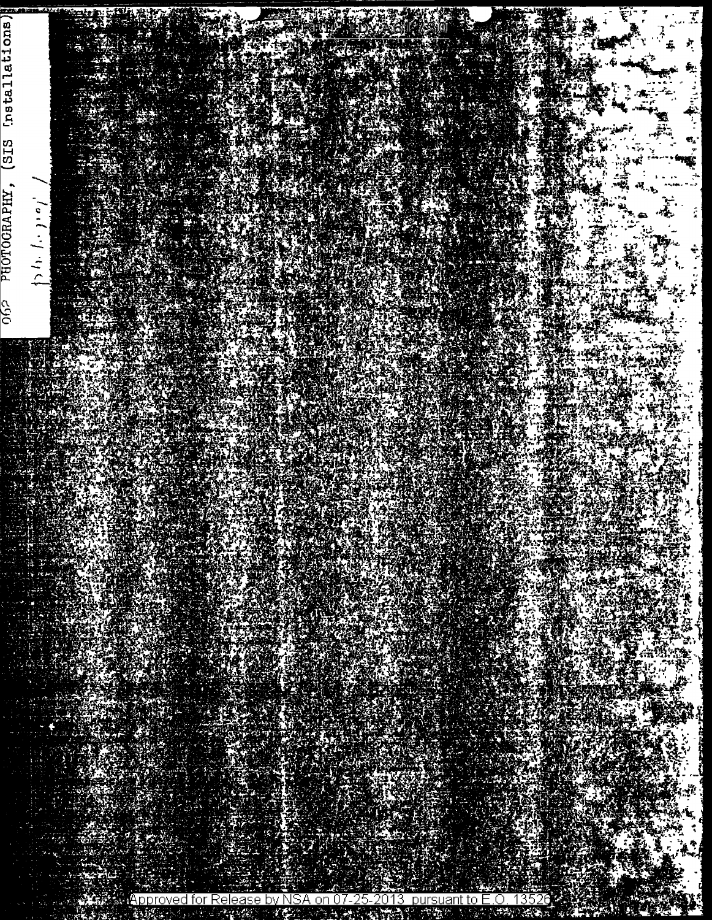062 PHOTOGRAPHY, (SIS Installations)

Approved for Release by NSA on 07-25-2013 pursuant to E.O. 13526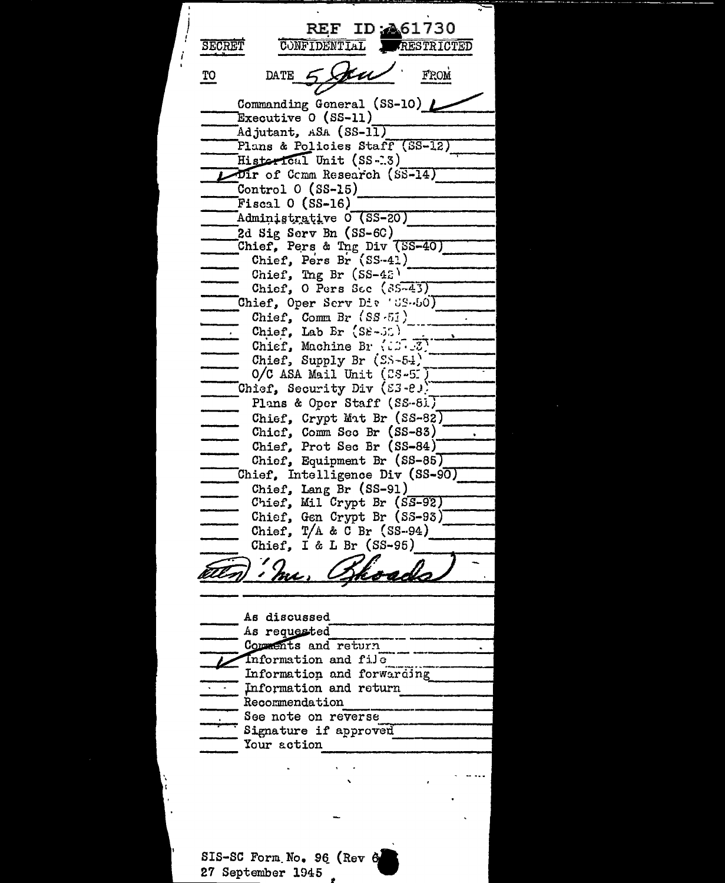REF ID: A61730

SECRET CONFIDENTIAL RESTRICTED

TO DATE 5 Jan FROM

- Commanding General (SS-10) ✓
- Executive O (SS-11)
- Adjutant, ASA (SS-11)
- Plans & Policies Staff (SS-12)
- Historical Unit (SS-13)
- ✓ Dir of Comm Research (SS-14)
- Control O (SS-15)
- Fiscal O (SS-16)
- Administrative O (SS-20)
- 2d Sig Serv Bn (SS-60)
- Chief, Pers & Tng Div (SS-40)
  - Chief, Pers Br (SS-41)
  - Chief, Tng Br (SS-42)
  - Chief, O Pers Sec (SS-43)
- Chief, Oper Serv Div (SS-50)
  - Chief, Comm Br (SS-51)
  - Chief, Lab Br (SS-52)
  - Chief, Machine Br (SS-53)
  - Chief, Supply Br (SS-54)
  - O/C ASA Mail Unit (SS-55)
- Chief, Security Div (SS-80)
  - Plans & Oper Staff (SS-81)
  - Chief, Crypt Mat Br (SS-82)
  - Chief, Comm Sec Br (SS-83)
  - Chief, Prot Sec Br (SS-84)
  - Chief, Equipment Br (SS-85)
- Chief, Intelligence Div (SS-90)
  - Chief, Lang Br (SS-91)
  - Chief, Mil Crypt Br (SS-92)
  - Chief, Gen Crypt Br (SS-93)
  - Chief, T/A & C Br (SS-94)
  - Chief, I & L Br (SS-95)

(Attn: Mr. Rhoads)

- As discussed
- As requested
- Comments and return
- ✓ Information and file
- Information and forwarding
- Information and return
- Recommendation
- See note on reverse
- Signature if approved
- Your action

SIS-SC Form No. 96 (Rev 6)
27 September 1945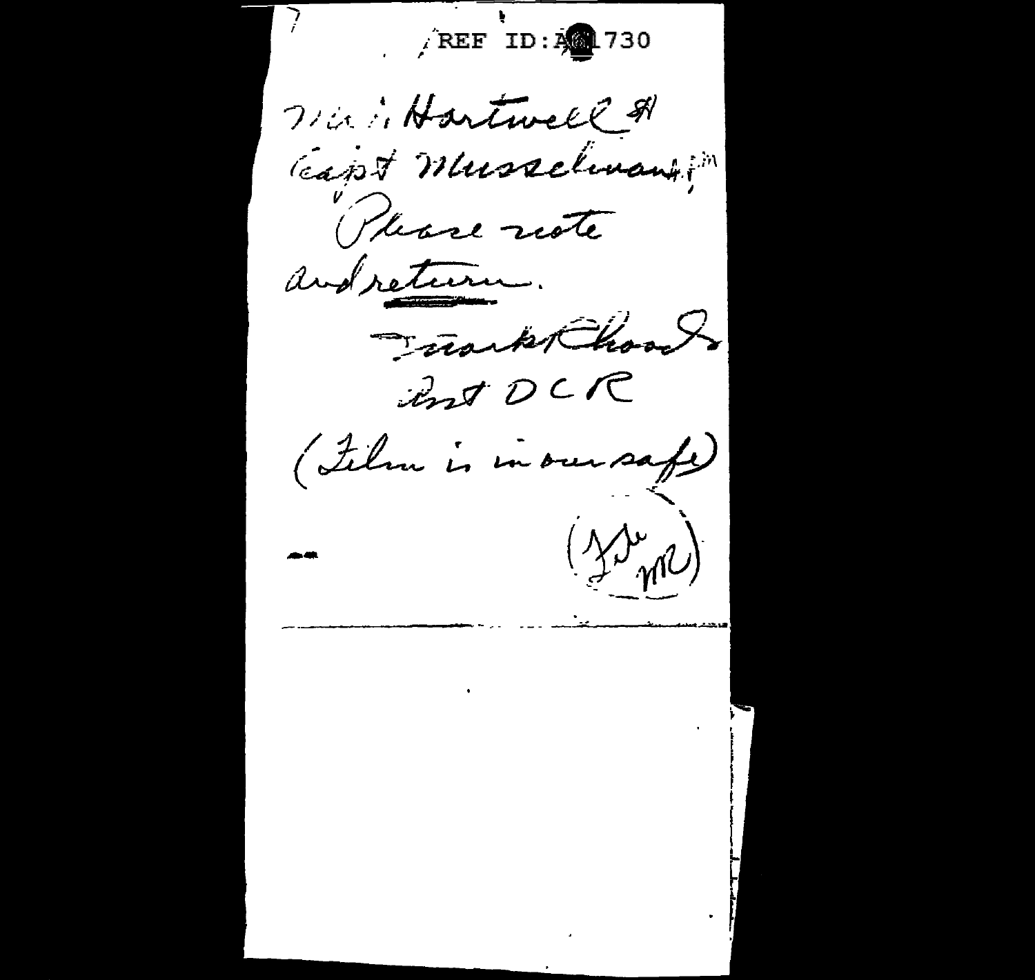REF ID:A61730

Mr. Hartwell &
Capt Musselman:

Please note
and return.

Frank Rhoads
Asst DCR

(Film is in our safe)

(FJE / MR)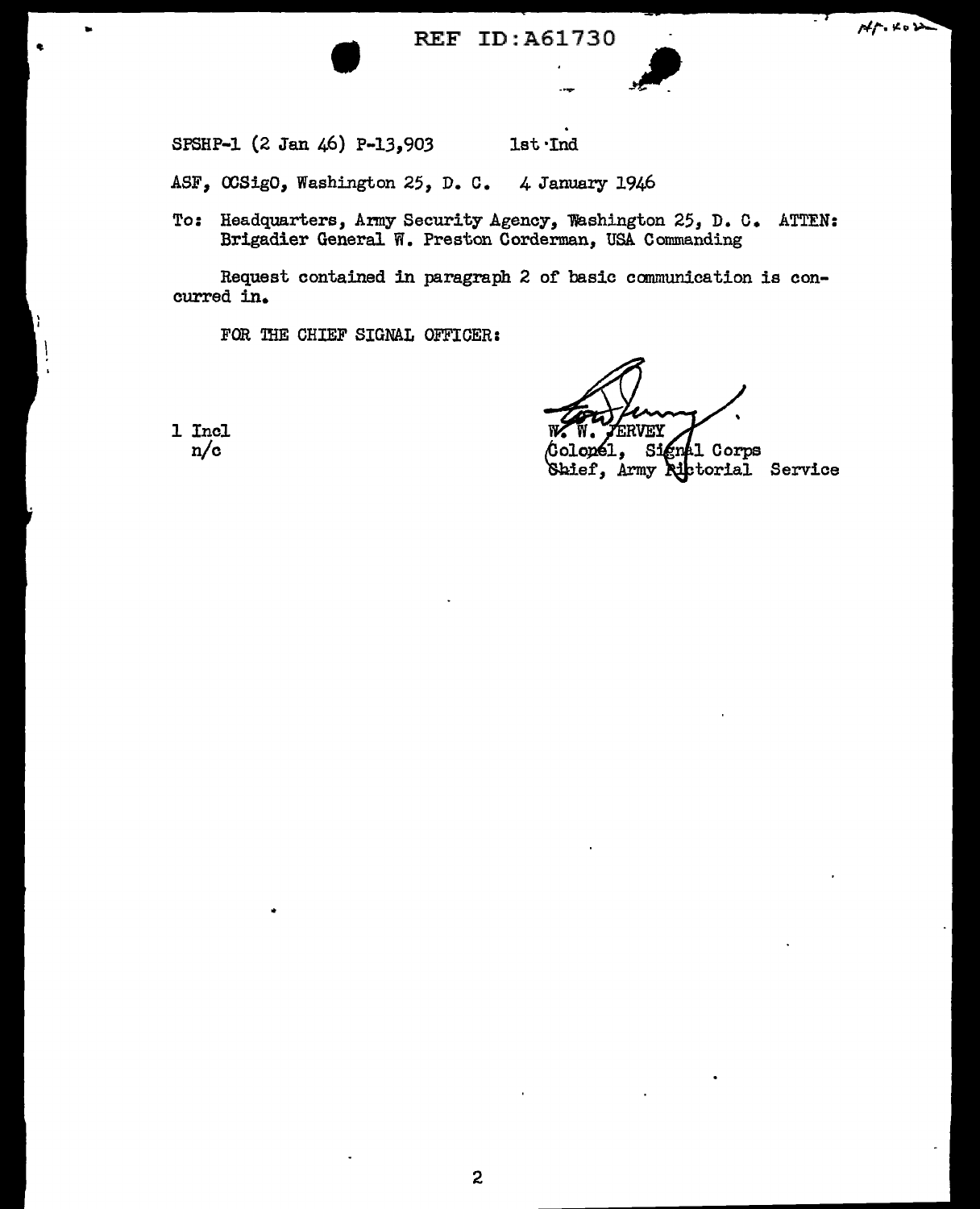REF ID:A61730

SPSHP-1 (2 Jan 46) P-13,903 1st Ind

ASF, OCSigO, Washington 25, D. C. 4 January 1946

To: Headquarters, Army Security Agency, Washington 25, D. C. ATTEN: Brigadier General W. Preston Corderman, USA Commanding

Request contained in paragraph 2 of basic communication is concurred in.

FOR THE CHIEF SIGNAL OFFICER:

1 Incl
n/c

W. W. JERVEY
Colonel, Signal Corps
Chief, Army Pictorial Service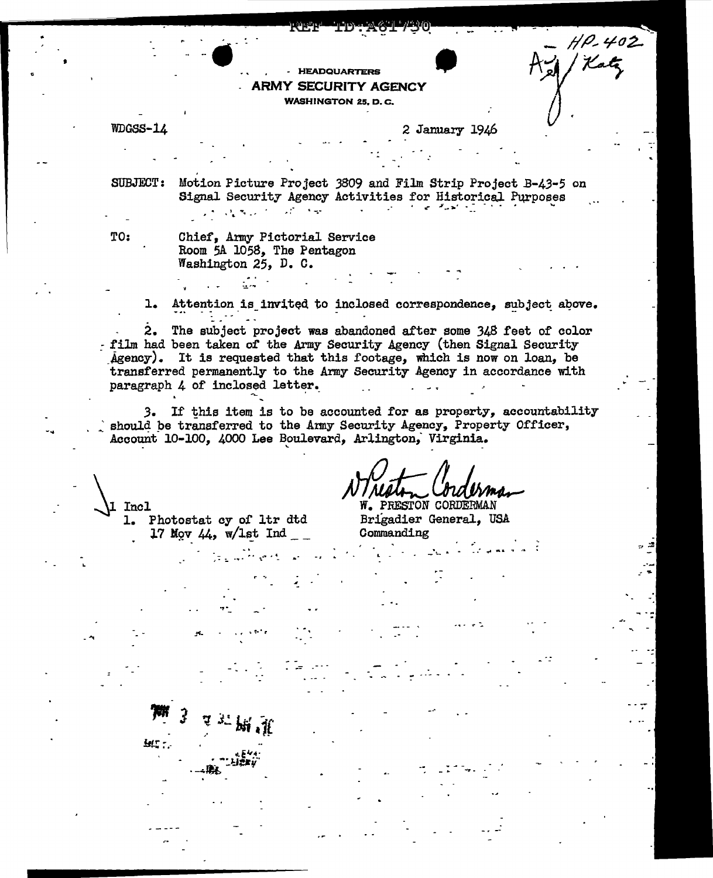REF ID:A61730

HP-402
Adj / Katz

HEADQUARTERS
ARMY SECURITY AGENCY
WASHINGTON 25, D. C.

WDGSS-14

2 January 1946

SUBJECT: Motion Picture Project 3809 and Film Strip Project B-43-5 on Signal Security Agency Activities for Historical Purposes

TO: Chief, Army Pictorial Service
Room 5A 1058, The Pentagon
Washington 25, D. C.

1. Attention is invited to inclosed correspondence, subject above.

2. The subject project was abandoned after some 348 feet of color film had been taken of the Army Security Agency (then Signal Security Agency). It is requested that this footage, which is now on loan, be transferred permanently to the Army Security Agency in accordance with paragraph 4 of inclosed letter.

3. If this item is to be accounted for as property, accountability should be transferred to the Army Security Agency, Property Officer, Account 10-100, 4000 Lee Boulevard, Arlington, Virginia.

W. Preston Corderman

W. PRESTON CORDERMAN
Brigadier General, USA
Commanding

1 Incl
1. Photostat cy of ltr dtd 17 Nov 44, w/1st Ind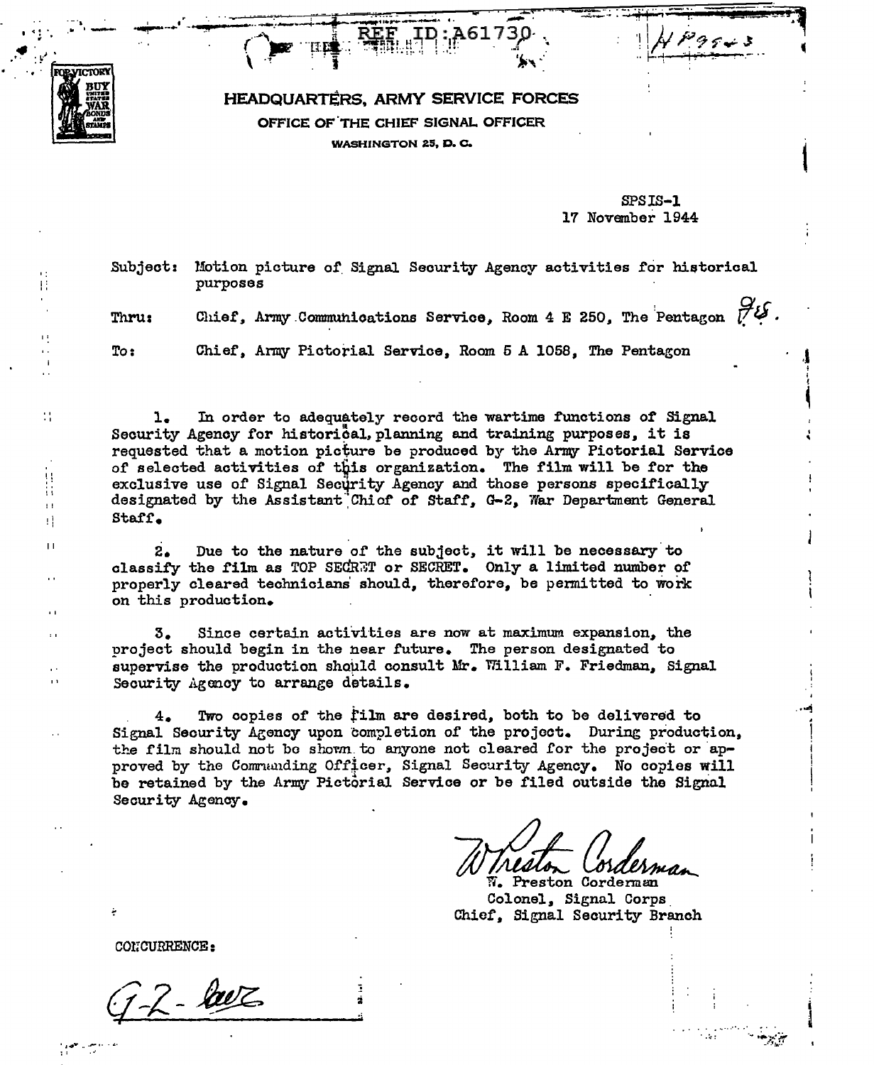REF ID:A61730

HP9943

HEADQUARTERS, ARMY SERVICE FORCES

OFFICE OF THE CHIEF SIGNAL OFFICER

WASHINGTON 25, D. C.

SPSIS-1
17 November 1944

Subject: Motion picture of Signal Security Agency activities for historical purposes

Thru: Chief, Army Communications Service, Room 4 E 250, The Pentagon

To: Chief, Army Pictorial Service, Room 5 A 1058, The Pentagon

1. In order to adequately record the wartime functions of Signal Security Agency for historical, planning and training purposes, it is requested that a motion picture be produced by the Army Pictorial Service of selected activities of this organization. The film will be for the exclusive use of Signal Security Agency and those persons specifically designated by the Assistant Chief of Staff, G-2, War Department General Staff.

2. Due to the nature of the subject, it will be necessary to classify the film as TOP SECRET or SECRET. Only a limited number of properly cleared technicians should, therefore, be permitted to work on this production.

3. Since certain activities are now at maximum expansion, the project should begin in the near future. The person designated to supervise the production should consult Mr. William F. Friedman, Signal Security Agency to arrange details.

4. Two copies of the film are desired, both to be delivered to Signal Security Agency upon completion of the project. During production, the film should not be shown to anyone not cleared for the project or approved by the Commanding Officer, Signal Security Agency. No copies will be retained by the Army Pictorial Service or be filed outside the Signal Security Agency.

W. Preston Corderman
W. Preston Corderman
Colonel, Signal Corps
Chief, Signal Security Branch

CONCURRENCE:

G-2 - [signature]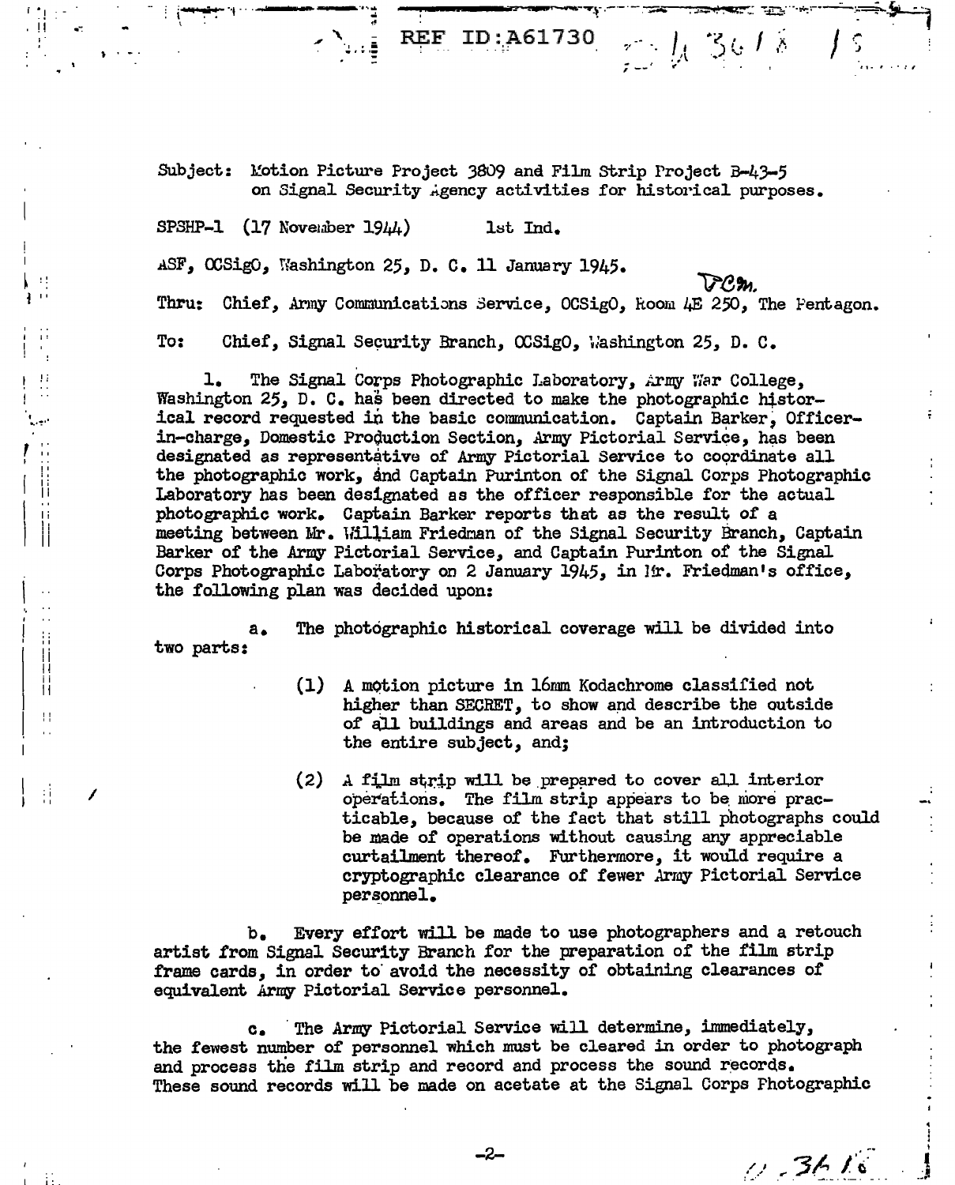REF ID:A61730

Subject: Motion Picture Project 3809 and Film Strip Project B-43-5 on Signal Security Agency activities for historical purposes.

SPSHP-1 (17 November 1944) 1st Ind.

ASF, OCSigO, Washington 25, D. C. 11 January 1945.

Thru: Chief, Army Communications Service, OCSigO, Room 4E 250, The Pentagon.

To: Chief, Signal Security Branch, OCSigO, Washington 25, D. C.

1. The Signal Corps Photographic Laboratory, Army War College, Washington 25, D. C. has been directed to make the photographic historical record requested in the basic communication. Captain Barker, Officer-in-charge, Domestic Production Section, Army Pictorial Service, has been designated as representative of Army Pictorial Service to coordinate all the photographic work, and Captain Purinton of the Signal Corps Photographic Laboratory has been designated as the officer responsible for the actual photographic work. Captain Barker reports that as the result of a meeting between Mr. William Friedman of the Signal Security Branch, Captain Barker of the Army Pictorial Service, and Captain Purinton of the Signal Corps Photographic Laboratory on 2 January 1945, in Mr. Friedman's office, the following plan was decided upon:

a. The photographic historical coverage will be divided into two parts:

(1) A motion picture in 16mm Kodachrome classified not higher than SECRET, to show and describe the outside of all buildings and areas and be an introduction to the entire subject, and;

(2) A film strip will be prepared to cover all interior operations. The film strip appears to be more practicable, because of the fact that still photographs could be made of operations without causing any appreciable curtailment thereof. Furthermore, it would require a cryptographic clearance of fewer Army Pictorial Service personnel.

b. Every effort will be made to use photographers and a retouch artist from Signal Security Branch for the preparation of the film strip frame cards, in order to avoid the necessity of obtaining clearances of equivalent Army Pictorial Service personnel.

c. The Army Pictorial Service will determine, immediately, the fewest number of personnel which must be cleared in order to photograph and process the film strip and record and process the sound records. These sound records will be made on acetate at the Signal Corps Photographic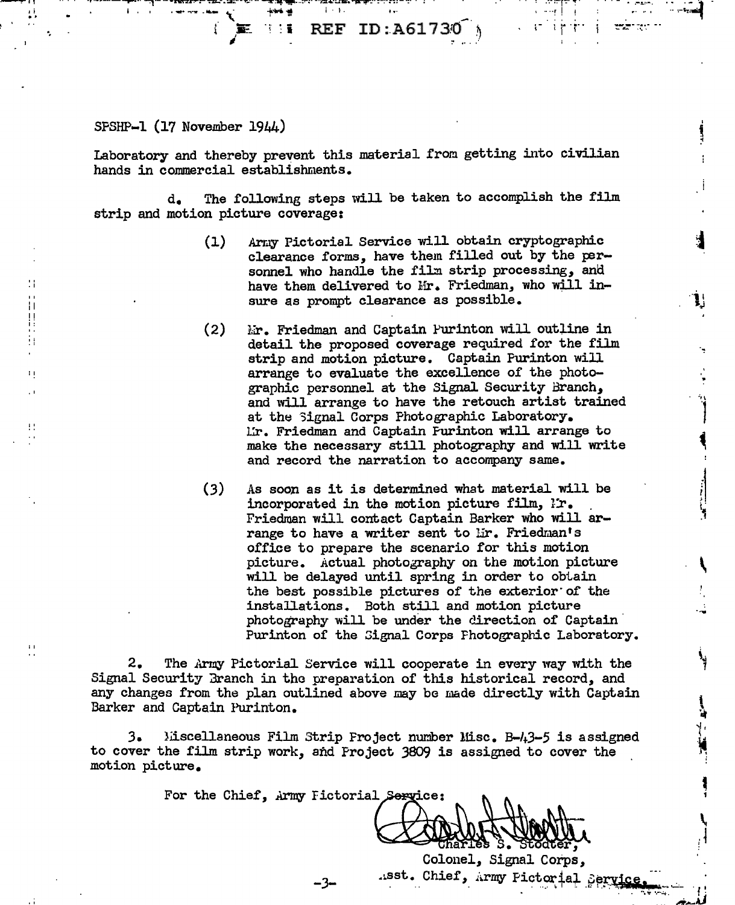SPSHP-1 (17 November 1944)

Laboratory and thereby prevent this material from getting into civilian hands in commercial establishments.

d. The following steps will be taken to accomplish the film strip and motion picture coverage:

(1) Army Pictorial Service will obtain cryptographic clearance forms, have them filled out by the personnel who handle the film strip processing, and have them delivered to Mr. Friedman, who will insure as prompt clearance as possible.

(2) Mr. Friedman and Captain Purinton will outline in detail the proposed coverage required for the film strip and motion picture. Captain Purinton will arrange to evaluate the excellence of the photographic personnel at the Signal Security Branch, and will arrange to have the retouch artist trained at the Signal Corps Photographic Laboratory. Mr. Friedman and Captain Purinton will arrange to make the necessary still photography and will write and record the narration to accompany same.

(3) As soon as it is determined what material will be incorporated in the motion picture film, Mr. Friedman will contact Captain Barker who will arrange to have a writer sent to Mr. Friedman's office to prepare the scenario for this motion picture. Actual photography on the motion picture will be delayed until spring in order to obtain the best possible pictures of the exterior of the installations. Both still and motion picture photography will be under the direction of Captain Purinton of the Signal Corps Photographic Laboratory.

2. The Army Pictorial Service will cooperate in every way with the Signal Security Branch in the preparation of this historical record, and any changes from the plan outlined above may be made directly with Captain Barker and Captain Purinton.

3. Miscellaneous Film Strip Project number Misc. B-43-5 is assigned to cover the film strip work, and Project 3809 is assigned to cover the motion picture.

For the Chief, Army Pictorial Service:

Charles S. Stodter,
Colonel, Signal Corps,
Asst. Chief, Army Pictorial Service.